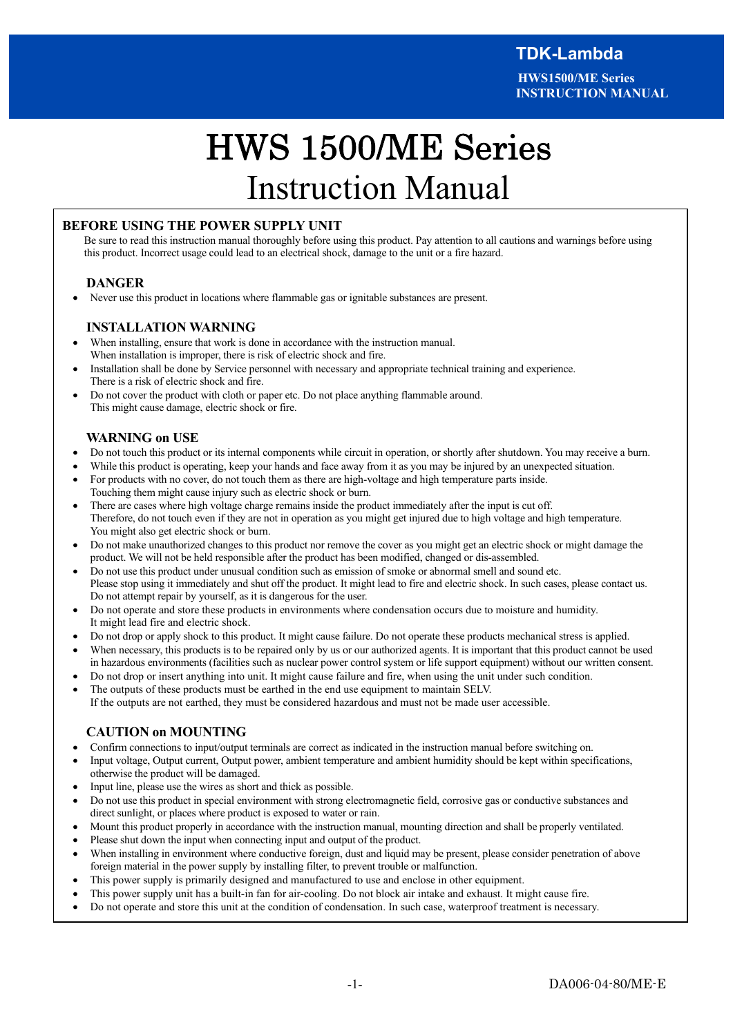# HWS 1500/ME Series
# Instruction Manual

## BEFORE USING THE POWER SUPPLY UNIT

Be sure to read this instruction manual thoroughly before using this product. Pay attention to all cautions and warnings before using this product. Incorrect usage could lead to an electrical shock, damage to the unit or a fire hazard.

### DANGER

- Never use this product in locations where flammable gas or ignitable substances are present.

### INSTALLATION WARNING

- When installing, ensure that work is done in accordance with the instruction manual.
  When installation is improper, there is risk of electric shock and fire.
- Installation shall be done by Service personnel with necessary and appropriate technical training and experience.
  There is a risk of electric shock and fire.
- Do not cover the product with cloth or paper etc. Do not place anything flammable around.
  This might cause damage, electric shock or fire.

### WARNING on USE

- Do not touch this product or its internal components while circuit in operation, or shortly after shutdown. You may receive a burn.
- While this product is operating, keep your hands and face away from it as you may be injured by an unexpected situation.
- For products with no cover, do not touch them as there are high-voltage and high temperature parts inside.
  Touching them might cause injury such as electric shock or burn.
- There are cases where high voltage charge remains inside the product immediately after the input is cut off.
  Therefore, do not touch even if they are not in operation as you might get injured due to high voltage and high temperature.
  You might also get electric shock or burn.
- Do not make unauthorized changes to this product nor remove the cover as you might get an electric shock or might damage the product. We will not be held responsible after the product has been modified, changed or dis-assembled.
- Do not use this product under unusual condition such as emission of smoke or abnormal smell and sound etc.
  Please stop using it immediately and shut off the product. It might lead to fire and electric shock. In such cases, please contact us.
  Do not attempt repair by yourself, as it is dangerous for the user.
- Do not operate and store these products in environments where condensation occurs due to moisture and humidity.
  It might lead fire and electric shock.
- Do not drop or apply shock to this product. It might cause failure. Do not operate these products mechanical stress is applied.
- When necessary, this products is to be repaired only by us or our authorized agents. It is important that this product cannot be used in hazardous environments (facilities such as nuclear power control system or life support equipment) without our written consent.
- Do not drop or insert anything into unit. It might cause failure and fire, when using the unit under such condition.
- The outputs of these products must be earthed in the end use equipment to maintain SELV.
  If the outputs are not earthed, they must be considered hazardous and must not be made user accessible.

### CAUTION on MOUNTING

- Confirm connections to input/output terminals are correct as indicated in the instruction manual before switching on.
- Input voltage, Output current, Output power, ambient temperature and ambient humidity should be kept within specifications, otherwise the product will be damaged.
- Input line, please use the wires as short and thick as possible.
- Do not use this product in special environment with strong electromagnetic field, corrosive gas or conductive substances and direct sunlight, or places where product is exposed to water or rain.
- Mount this product properly in accordance with the instruction manual, mounting direction and shall be properly ventilated.
- Please shut down the input when connecting input and output of the product.
- When installing in environment where conductive foreign, dust and liquid may be present, please consider penetration of above foreign material in the power supply by installing filter, to prevent trouble or malfunction.
- This power supply is primarily designed and manufactured to use and enclose in other equipment.
- This power supply unit has a built-in fan for air-cooling. Do not block air intake and exhaust. It might cause fire.
- Do not operate and store this unit at the condition of condensation. In such case, waterproof treatment is necessary.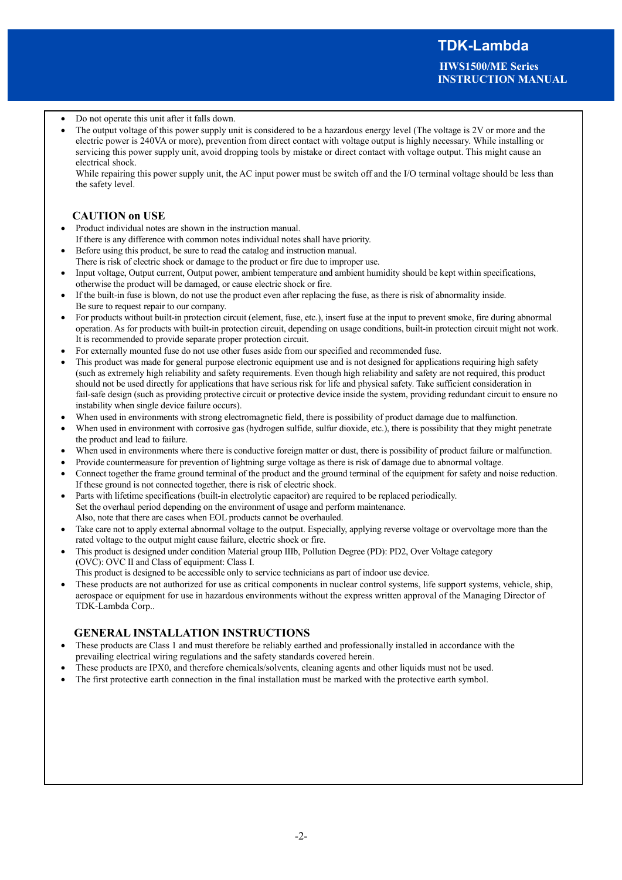- Do not operate this unit after it falls down.
- The output voltage of this power supply unit is considered to be a hazardous energy level (The voltage is 2V or more and the electric power is 240VA or more), prevention from direct contact with voltage output is highly necessary. While installing or servicing this power supply unit, avoid dropping tools by mistake or direct contact with voltage output. This might cause an electrical shock.
  While repairing this power supply unit, the AC input power must be switch off and the I/O terminal voltage should be less than the safety level.

## CAUTION on USE

- Product individual notes are shown in the instruction manual.
  If there is any difference with common notes individual notes shall have priority.
- Before using this product, be sure to read the catalog and instruction manual.
  There is risk of electric shock or damage to the product or fire due to improper use.
- Input voltage, Output current, Output power, ambient temperature and ambient humidity should be kept within specifications, otherwise the product will be damaged, or cause electric shock or fire.
- If the built-in fuse is blown, do not use the product even after replacing the fuse, as there is risk of abnormality inside.
  Be sure to request repair to our company.
- For products without built-in protection circuit (element, fuse, etc.), insert fuse at the input to prevent smoke, fire during abnormal operation. As for products with built-in protection circuit, depending on usage conditions, built-in protection circuit might not work. It is recommended to provide separate proper protection circuit.
- For externally mounted fuse do not use other fuses aside from our specified and recommended fuse.
- This product was made for general purpose electronic equipment use and is not designed for applications requiring high safety (such as extremely high reliability and safety requirements. Even though high reliability and safety are not required, this product should not be used directly for applications that have serious risk for life and physical safety. Take sufficient consideration in fail-safe design (such as providing protective circuit or protective device inside the system, providing redundant circuit to ensure no instability when single device failure occurs).
- When used in environments with strong electromagnetic field, there is possibility of product damage due to malfunction.
- When used in environment with corrosive gas (hydrogen sulfide, sulfur dioxide, etc.), there is possibility that they might penetrate the product and lead to failure.
- When used in environments where there is conductive foreign matter or dust, there is possibility of product failure or malfunction.
- Provide countermeasure for prevention of lightning surge voltage as there is risk of damage due to abnormal voltage.
- Connect together the frame ground terminal of the product and the ground terminal of the equipment for safety and noise reduction. If these ground is not connected together, there is risk of electric shock.
- Parts with lifetime specifications (built-in electrolytic capacitor) are required to be replaced periodically.
  Set the overhaul period depending on the environment of usage and perform maintenance.
  Also, note that there are cases when EOL products cannot be overhauled.
- Take care not to apply external abnormal voltage to the output. Especially, applying reverse voltage or overvoltage more than the rated voltage to the output might cause failure, electric shock or fire.
- This product is designed under condition Material group IIIb, Pollution Degree (PD): PD2, Over Voltage category (OVC): OVC II and Class of equipment: Class I.
  This product is designed to be accessible only to service technicians as part of indoor use device.
- These products are not authorized for use as critical components in nuclear control systems, life support systems, vehicle, ship, aerospace or equipment for use in hazardous environments without the express written approval of the Managing Director of TDK-Lambda Corp..

## GENERAL INSTALLATION INSTRUCTIONS

- These products are Class 1 and must therefore be reliably earthed and professionally installed in accordance with the prevailing electrical wiring regulations and the safety standards covered herein.
- These products are IPX0, and therefore chemicals/solvents, cleaning agents and other liquids must not be used.
- The first protective earth connection in the final installation must be marked with the protective earth symbol.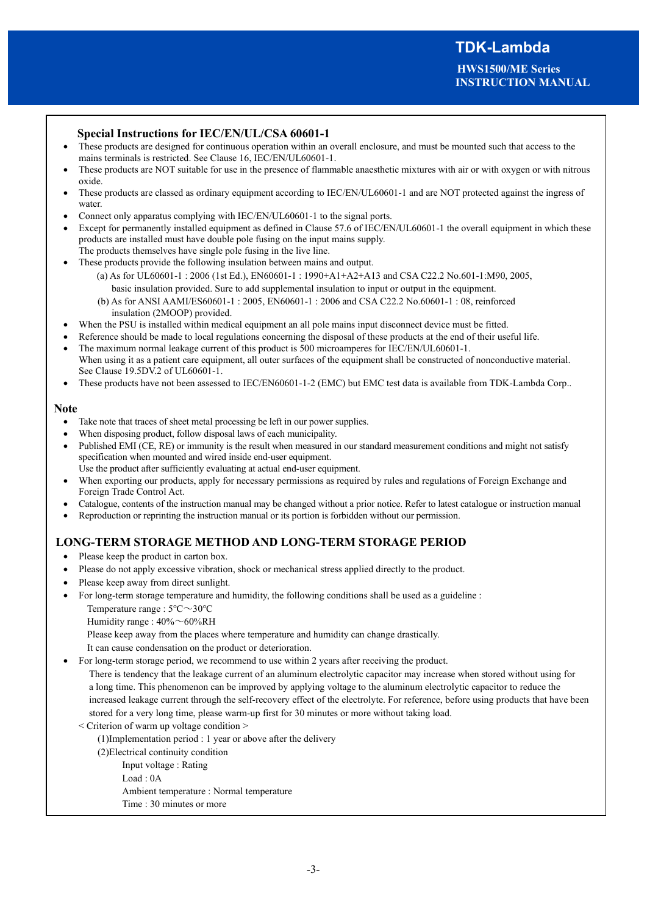## Special Instructions for IEC/EN/UL/CSA 60601-1

- These products are designed for continuous operation within an overall enclosure, and must be mounted such that access to the mains terminals is restricted. See Clause 16, IEC/EN/UL60601-1.
- These products are NOT suitable for use in the presence of flammable anaesthetic mixtures with air or with oxygen or with nitrous oxide.
- These products are classed as ordinary equipment according to IEC/EN/UL60601-1 and are NOT protected against the ingress of water.
- Connect only apparatus complying with IEC/EN/UL60601-1 to the signal ports.
- Except for permanently installed equipment as defined in Clause 57.6 of IEC/EN/UL60601-1 the overall equipment in which these products are installed must have double pole fusing on the input mains supply.
  The products themselves have single pole fusing in the live line.
- These products provide the following insulation between mains and output.
  - (a) As for UL60601-1 : 2006 (1st Ed.), EN60601-1 : 1990+A1+A2+A13 and CSA C22.2 No.601-1:M90, 2005, basic insulation provided. Sure to add supplemental insulation to input or output in the equipment.
  - (b) As for ANSI AAMI/ES60601-1 : 2005, EN60601-1 : 2006 and CSA C22.2 No.60601-1 : 08, reinforced insulation (2MOOP) provided.
- When the PSU is installed within medical equipment an all pole mains input disconnect device must be fitted.
- Reference should be made to local regulations concerning the disposal of these products at the end of their useful life.
- The maximum normal leakage current of this product is 500 microamperes for IEC/EN/UL60601-1.
  When using it as a patient care equipment, all outer surfaces of the equipment shall be constructed of nonconductive material. See Clause 19.5DV.2 of UL60601-1.
- These products have not been assessed to IEC/EN60601-1-2 (EMC) but EMC test data is available from TDK-Lambda Corp..

## Note

- Take note that traces of sheet metal processing be left in our power supplies.
- When disposing product, follow disposal laws of each municipality.
- Published EMI (CE, RE) or immunity is the result when measured in our standard measurement conditions and might not satisfy specification when mounted and wired inside end-user equipment.
  Use the product after sufficiently evaluating at actual end-user equipment.
- When exporting our products, apply for necessary permissions as required by rules and regulations of Foreign Exchange and Foreign Trade Control Act.
- Catalogue, contents of the instruction manual may be changed without a prior notice. Refer to latest catalogue or instruction manual
- Reproduction or reprinting the instruction manual or its portion is forbidden without our permission.

## LONG-TERM STORAGE METHOD AND LONG-TERM STORAGE PERIOD

- Please keep the product in carton box.
- Please do not apply excessive vibration, shock or mechanical stress applied directly to the product.
- Please keep away from direct sunlight.
- For long-term storage temperature and humidity, the following conditions shall be used as a guideline :
  Temperature range : 5℃～30℃
  Humidity range : 40%～60%RH
  Please keep away from the places where temperature and humidity can change drastically.
  It can cause condensation on the product or deterioration.
- For long-term storage period, we recommend to use within 2 years after receiving the product.
  There is tendency that the leakage current of an aluminum electrolytic capacitor may increase when stored without using for a long time. This phenomenon can be improved by applying voltage to the aluminum electrolytic capacitor to reduce the increased leakage current through the self-recovery effect of the electrolyte. For reference, before using products that have been stored for a very long time, please warm-up first for 30 minutes or more without taking load.

  < Criterion of warm up voltage condition >

  (1)Implementation period : 1 year or above after the delivery

  (2)Electrical continuity condition

  Input voltage : Rating
  Load : 0A
  Ambient temperature : Normal temperature
  Time : 30 minutes or more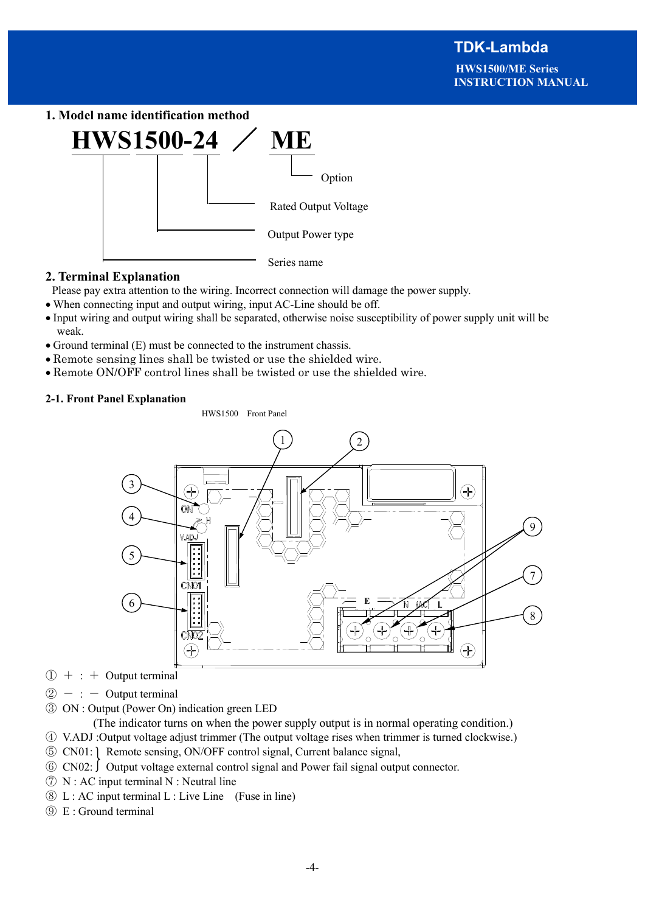## 1. Model name identification method

**HWS1500-24 ／ ME**

- ME : Option
- 24 : Rated Output Voltage
- 1500 : Output Power type
- HWS : Series name

## 2. Terminal Explanation

Please pay extra attention to the wiring. Incorrect connection will damage the power supply.

- When connecting input and output wiring, input AC-Line should be off.
- Input wiring and output wiring shall be separated, otherwise noise susceptibility of power supply unit will be weak.
- Ground terminal (E) must be connected to the instrument chassis.
- Remote sensing lines shall be twisted or use the shielded wire.
- Remote ON/OFF control lines shall be twisted or use the shielded wire.

### 2-1. Front Panel Explanation

HWS1500 Front Panel

① ＋ : ＋ Output terminal

② － : － Output terminal

③ ON : Output (Power On) indication green LED
(The indicator turns on when the power supply output is in normal operating condition.)

④ V.ADJ :Output voltage adjust trimmer (The output voltage rises when trimmer is turned clockwise.)

⑤ CN01: ⎫ Remote sensing, ON/OFF control signal, Current balance signal,

⑥ CN02: ⎭ Output voltage external control signal and Power fail signal output connector.

⑦ N : AC input terminal N : Neutral line

⑧ L : AC input terminal L : Live Line (Fuse in line)

⑨ E : Ground terminal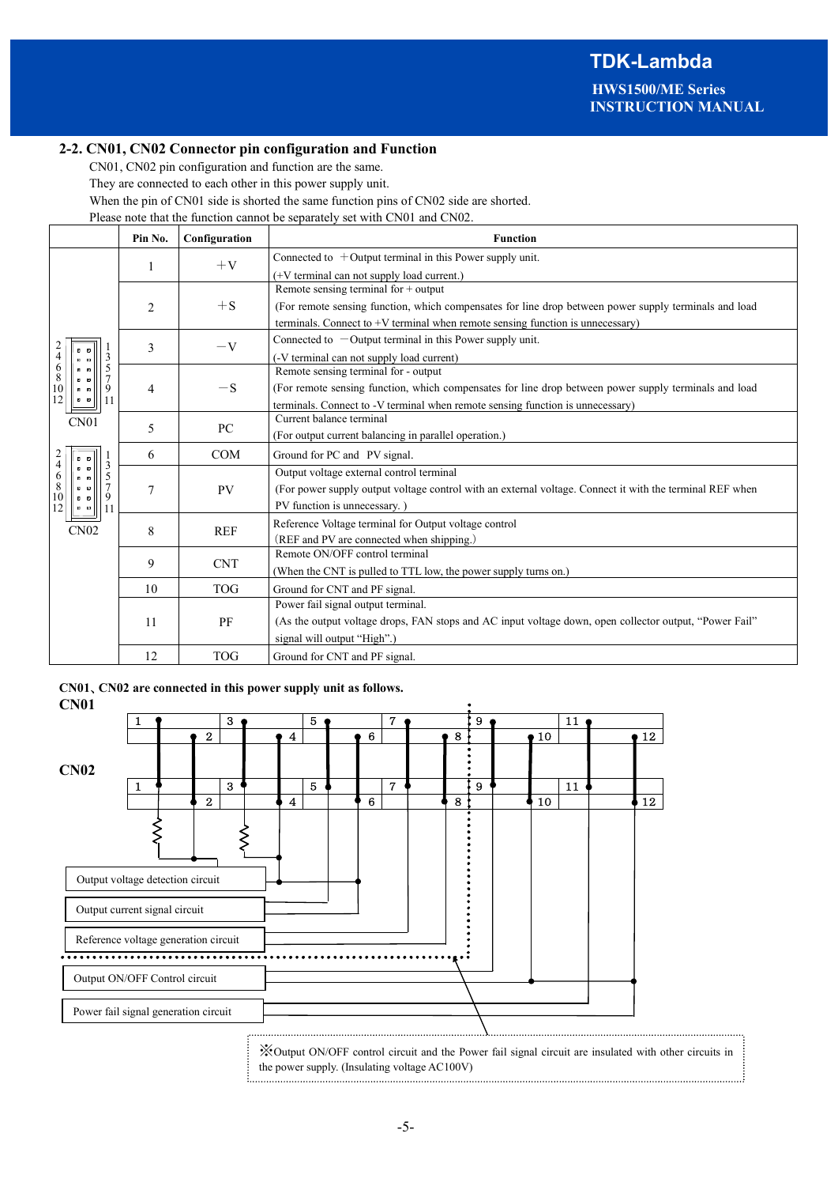## 2-2. CN01, CN02 Connector pin configuration and Function

CN01, CN02 pin configuration and function are the same.
They are connected to each other in this power supply unit.
When the pin of CN01 side is shorted the same function pins of CN02 side are shorted.
Please note that the function cannot be separately set with CN01 and CN02.

| | Pin No. | Configuration | Function |
|---|---|---|---|
| CN01 / CN02 | 1 | ＋V | Connected to ＋Output terminal in this Power supply unit. (+V terminal can not supply load current.) |
| | 2 | ＋S | Remote sensing terminal for + output (For remote sensing function, which compensates for line drop between power supply terminals and load terminals. Connect to +V terminal when remote sensing function is unnecessary) |
| | 3 | －V | Connected to －Output terminal in this Power supply unit. (-V terminal can not supply load current) |
| | 4 | －S | Remote sensing terminal for - output (For remote sensing function, which compensates for line drop between power supply terminals and load terminals. Connect to -V terminal when remote sensing function is unnecessary) |
| | 5 | PC | Current balance terminal (For output current balancing in parallel operation.) |
| | 6 | COM | Ground for PC and PV signal. |
| | 7 | PV | Output voltage external control terminal (For power supply output voltage control with an external voltage. Connect it with the terminal REF when PV function is unnecessary. ) |
| | 8 | REF | Reference Voltage terminal for Output voltage control (REF and PV are connected when shipping.) |
| | 9 | CNT | Remote ON/OFF control terminal (When the CNT is pulled to TTL low, the power supply turns on.) |
| | 10 | TOG | Ground for CNT and PF signal. |
| | 11 | PF | Power fail signal output terminal. (As the output voltage drops, FAN stops and AC input voltage down, open collector output, "Power Fail" signal will output "High".) |
| | 12 | TOG | Ground for CNT and PF signal. |

**CN01、CN02 are connected in this power supply unit as follows.**

**CN01**

**CN02**

Output voltage detection circuit

Output current signal circuit

Reference voltage generation circuit

Output ON/OFF Control circuit

Power fail signal generation circuit

※Output ON/OFF control circuit and the Power fail signal circuit are insulated with other circuits in the power supply. (Insulating voltage AC100V)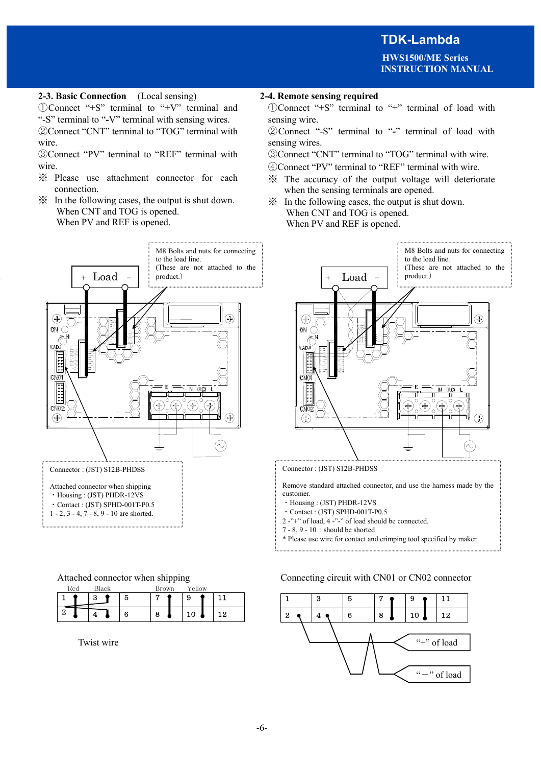## 2-3. Basic Connection (Local sensing)

①Connect "+S" terminal to "+V" terminal and "-S" terminal to "-V" terminal with sensing wires.
②Connect "CNT" terminal to "TOG" terminal with wire.
③Connect "PV" terminal to "REF" terminal with wire.
※ Please use attachment connector for each connection.
※ In the following cases, the output is shut down.
When CNT and TOG is opened.
When PV and REF is opened.

+ Load −

M8 Bolts and nuts for connecting to the load line.
(These are not attached to the product.)

Connector : (JST) S12B-PHDSS

Attached connector when shipping
・Housing : (JST) PHDR-12VS
・Contact : (JST) SPHD-001T-P0.5
1 - 2, 3 - 4, 7 - 8, 9 - 10 are shorted.

Attached connector when shipping

| 1 | 3 | 5 | 7 | 9 | 11 |
|---|---|---|---|---|---|
| 2 | 4 | 6 | 8 | 10 | 12 |

Red, Black, Brown, Yellow

Twist wire

## 2-4. Remote sensing required

①Connect "+S" terminal to "+" terminal of load with sensing wire.
②Connect "-S" terminal to "-" terminal of load with sensing wires.
③Connect "CNT" terminal to "TOG" terminal with wire.
④Connect "PV" terminal to "REF" terminal with wire.
※ The accuracy of the output voltage will deteriorate when the sensing terminals are opened.
※ In the following cases, the output is shut down.
When CNT and TOG is opened.
When PV and REF is opened.

+ Load −

M8 Bolts and nuts for connecting to the load line.
(These are not attached to the product.)

Connector : (JST) S12B-PHDSS

Remove standard attached connector, and use the harness made by the customer.
・Housing : (JST) PHDR-12VS
・Contact : (JST) SPHD-001T-P0.5
2 -"+" of load, 4 -"-" of load should be connected.
7 - 8, 9 - 10 : should be shorted
* Please use wire for contact and crimping tool specified by maker.

Connecting circuit with CN01 or CN02 connector

| 1 | 3 | 5 | 7 | 9 | 11 |
|---|---|---|---|---|---|
| 2 | 4 | 6 | 8 | 10 | 12 |

"+" of load

"—" of load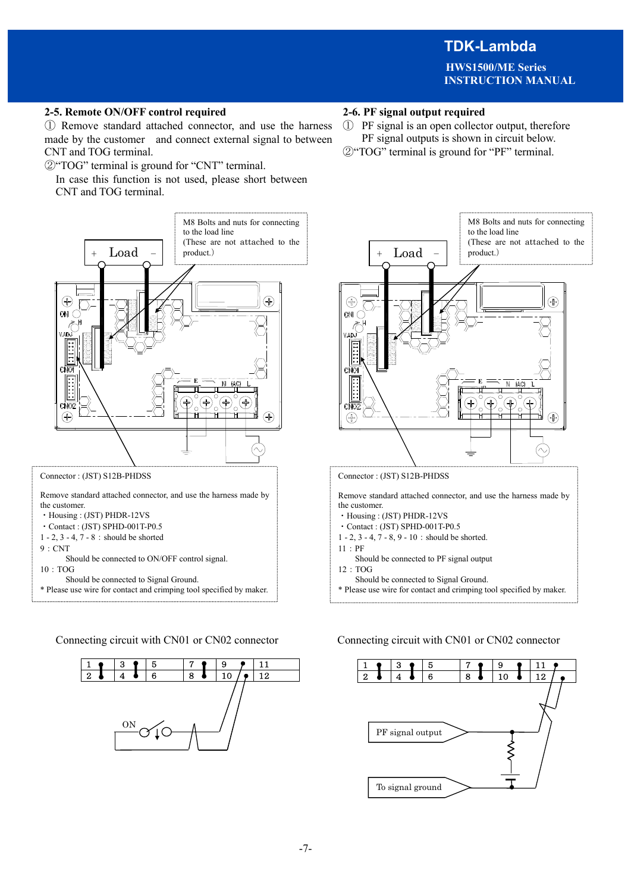## 2-5. Remote ON/OFF control required

① Remove standard attached connector, and use the harness made by the customer and connect external signal to between CNT and TOG terminal.

②"TOG" terminal is ground for "CNT" terminal.
In case this function is not used, please short between CNT and TOG terminal.

M8 Bolts and nuts for connecting to the load line
(These are not attached to the product.)

Connector : (JST) S12B-PHDSS

Remove standard attached connector, and use the harness made by the customer.

- Housing : (JST) PHDR-12VS
- Contact : (JST) SPHD-001T-P0.5

1 - 2, 3 - 4, 7 - 8 : should be shorted
9 : CNT
Should be connected to ON/OFF control signal.
10 : TOG
Should be connected to Signal Ground.
* Please use wire for contact and crimping tool specified by maker.

Connecting circuit with CN01 or CN02 connector

## 2-6. PF signal output required

① PF signal is an open collector output, therefore PF signal outputs is shown in circuit below.

②"TOG" terminal is ground for "PF" terminal.

M8 Bolts and nuts for connecting to the load line
(These are not attached to the product.)

Connector : (JST) S12B-PHDSS

Remove standard attached connector, and use the harness made by the customer.

- Housing : (JST) PHDR-12VS
- Contact : (JST) SPHD-001T-P0.5

1 - 2, 3 - 4, 7 - 8, 9 - 10 : should be shorted.
11 : PF
Should be connected to PF signal output
12 : TOG
Should be connected to Signal Ground.
* Please use wire for contact and crimping tool specified by maker.

Connecting circuit with CN01 or CN02 connector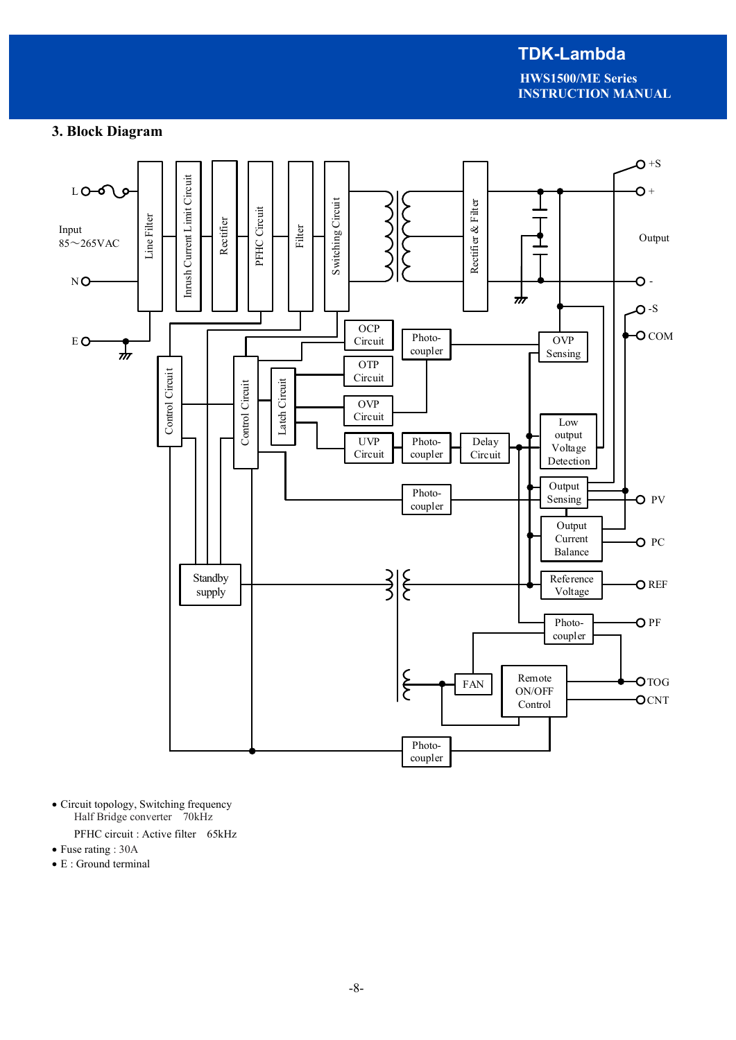## 3. Block Diagram

L

Input
85～265VAC

N

E

Line Filter

Inrush Current Limit Circuit

Rectifier

PFHC Circuit

Filter

Switching Circuit

Rectifier & Filter

+S

+

Output

-

-S

COM

Control Circuit

Control Circuit

Latch Circuit

OCP Circuit

OTP Circuit

OVP Circuit

UVP Circuit

Photo-coupler

Photo-coupler

Delay Circuit

OVP Sensing

Low output Voltage Detection

Photo-coupler

Output Sensing

PV

Output Current Balance

PC

Standby supply

Reference Voltage

REF

Photo-coupler

PF

FAN

Remote ON/OFF Control

TOG

CNT

Photo-coupler

- Circuit topology, Switching frequency
  Half Bridge converter 70kHz
  PFHC circuit : Active filter 65kHz
- Fuse rating : 30A
- E : Ground terminal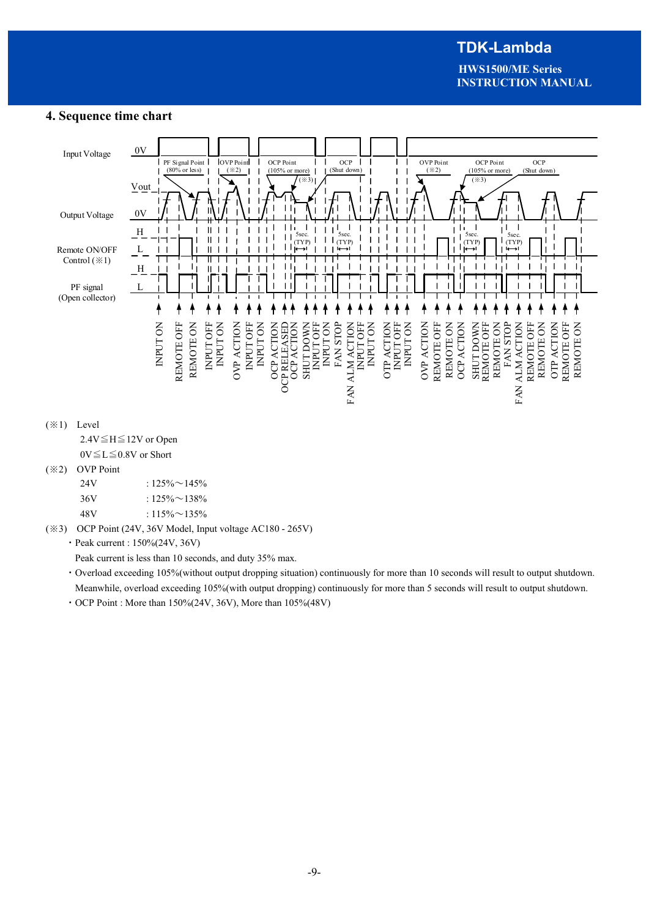## 4. Sequence time chart

(※1) Level

2.4V≦H≦12V or Open

0V≦L≦0.8V or Short

(※2) OVP Point

| | |
|---|---|
| 24V | : 125%～145% |
| 36V | : 125%～138% |
| 48V | : 115%～135% |

(※3) OCP Point (24V, 36V Model, Input voltage AC180 - 265V)

・Peak current : 150%(24V, 36V)

Peak current is less than 10 seconds, and duty 35% max.

・Overload exceeding 105%(without output dropping situation) continuously for more than 10 seconds will result to output shutdown. Meanwhile, overload exceeding 105%(with output dropping) continuously for more than 5 seconds will result to output shutdown.

・OCP Point : More than 150%(24V, 36V), More than 105%(48V)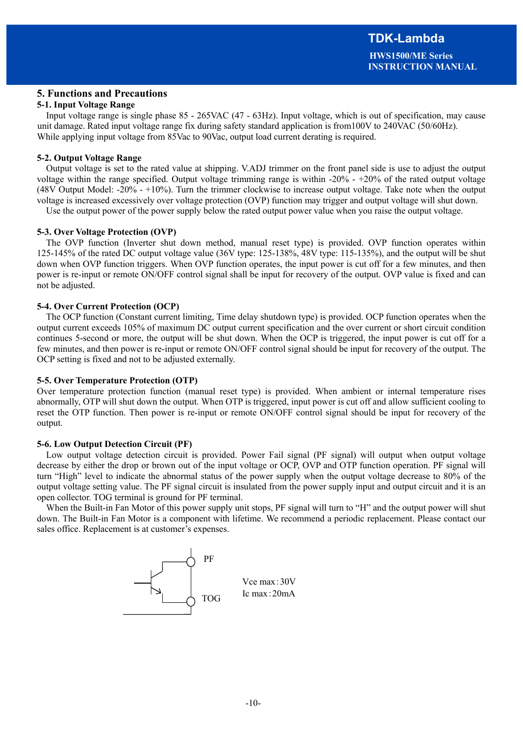# 5. Functions and Precautions

## 5-1. Input Voltage Range

Input voltage range is single phase 85 - 265VAC (47 - 63Hz). Input voltage, which is out of specification, may cause unit damage. Rated input voltage range fix during safety standard application is from100V to 240VAC (50/60Hz). While applying input voltage from 85Vac to 90Vac, output load current derating is required.

## 5-2. Output Voltage Range

Output voltage is set to the rated value at shipping. V.ADJ trimmer on the front panel side is use to adjust the output voltage within the range specified. Output voltage trimming range is within -20% - +20% of the rated output voltage (48V Output Model: -20% - +10%). Turn the trimmer clockwise to increase output voltage. Take note when the output voltage is increased excessively over voltage protection (OVP) function may trigger and output voltage will shut down.

Use the output power of the power supply below the rated output power value when you raise the output voltage.

## 5-3. Over Voltage Protection (OVP)

The OVP function (Inverter shut down method, manual reset type) is provided. OVP function operates within 125-145% of the rated DC output voltage value (36V type: 125-138%, 48V type: 115-135%), and the output will be shut down when OVP function triggers. When OVP function operates, the input power is cut off for a few minutes, and then power is re-input or remote ON/OFF control signal shall be input for recovery of the output. OVP value is fixed and can not be adjusted.

## 5-4. Over Current Protection (OCP)

The OCP function (Constant current limiting, Time delay shutdown type) is provided. OCP function operates when the output current exceeds 105% of maximum DC output current specification and the over current or short circuit condition continues 5-second or more, the output will be shut down. When the OCP is triggered, the input power is cut off for a few minutes, and then power is re-input or remote ON/OFF control signal should be input for recovery of the output. The OCP setting is fixed and not to be adjusted externally.

## 5-5. Over Temperature Protection (OTP)

Over temperature protection function (manual reset type) is provided. When ambient or internal temperature rises abnormally, OTP will shut down the output. When OTP is triggered, input power is cut off and allow sufficient cooling to reset the OTP function. Then power is re-input or remote ON/OFF control signal should be input for recovery of the output.

## 5-6. Low Output Detection Circuit (PF)

Low output voltage detection circuit is provided. Power Fail signal (PF signal) will output when output voltage decrease by either the drop or brown out of the input voltage or OCP, OVP and OTP function operation. PF signal will turn "High" level to indicate the abnormal status of the power supply when the output voltage decrease to 80% of the output voltage setting value. The PF signal circuit is insulated from the power supply input and output circuit and it is an open collector. TOG terminal is ground for PF terminal.

When the Built-in Fan Motor of this power supply unit stops, PF signal will turn to "H" and the output power will shut down. The Built-in Fan Motor is a component with lifetime. We recommend a periodic replacement. Please contact our sales office. Replacement is at customer's expenses.

PF

TOG

Vce max : 30V
Ic max : 20mA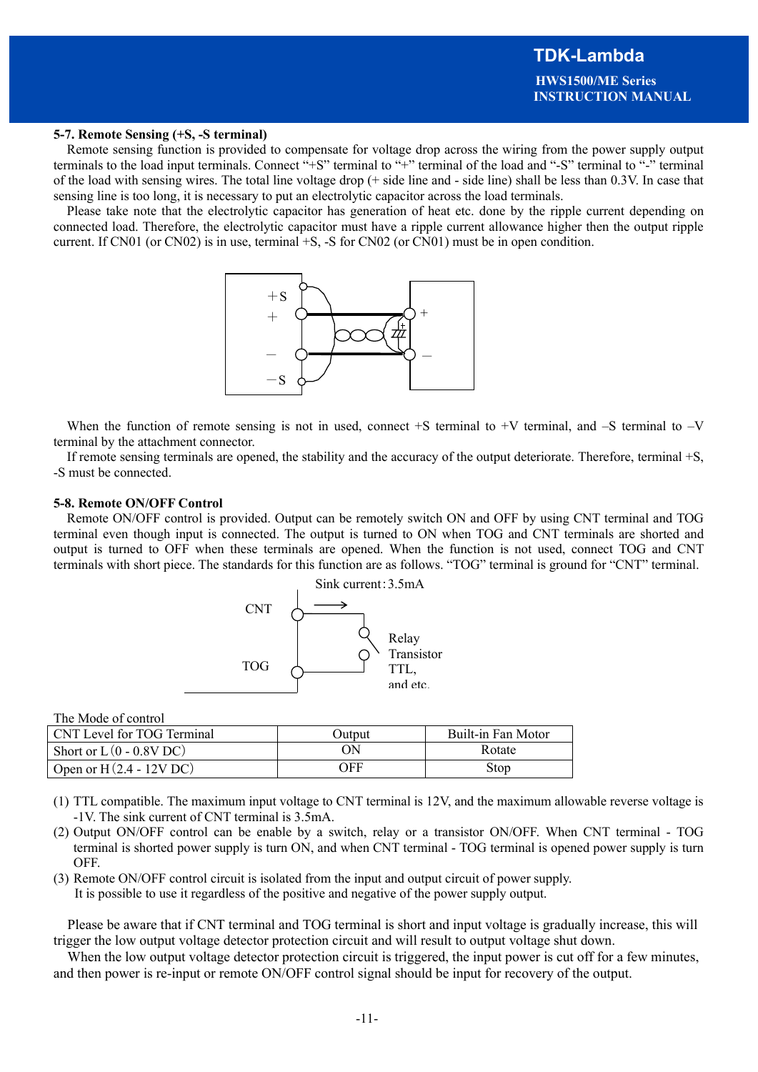### 5-7. Remote Sensing (+S, -S terminal)

Remote sensing function is provided to compensate for voltage drop across the wiring from the power supply output terminals to the load input terminals. Connect "+S" terminal to "+" terminal of the load and "-S" terminal to "-" terminal of the load with sensing wires. The total line voltage drop (+ side line and - side line) shall be less than 0.3V. In case that sensing line is too long, it is necessary to put an electrolytic capacitor across the load terminals.

Please take note that the electrolytic capacitor has generation of heat etc. done by the ripple current depending on connected load. Therefore, the electrolytic capacitor must have a ripple current allowance higher then the output ripple current. If CN01 (or CN02) is in use, terminal +S, -S for CN02 (or CN01) must be in open condition.

When the function of remote sensing is not in used, connect +S terminal to +V terminal, and –S terminal to –V terminal by the attachment connector.

If remote sensing terminals are opened, the stability and the accuracy of the output deteriorate. Therefore, terminal +S, -S must be connected.

### 5-8. Remote ON/OFF Control

Remote ON/OFF control is provided. Output can be remotely switch ON and OFF by using CNT terminal and TOG terminal even though input is connected. The output is turned to ON when TOG and CNT terminals are shorted and output is turned to OFF when these terminals are opened. When the function is not used, connect TOG and CNT terminals with short piece. The standards for this function are as follows. "TOG" terminal is ground for "CNT" terminal.

The Mode of control

| CNT Level for TOG Terminal | Output | Built-in Fan Motor |
|---|---|---|
| Short or L (0 - 0.8V DC) | ON | Rotate |
| Open or H (2.4 - 12V DC) | OFF | Stop |

(1) TTL compatible. The maximum input voltage to CNT terminal is 12V, and the maximum allowable reverse voltage is -1V. The sink current of CNT terminal is 3.5mA.

(2) Output ON/OFF control can be enable by a switch, relay or a transistor ON/OFF. When CNT terminal - TOG terminal is shorted power supply is turn ON, and when CNT terminal - TOG terminal is opened power supply is turn OFF.

(3) Remote ON/OFF control circuit is isolated from the input and output circuit of power supply. It is possible to use it regardless of the positive and negative of the power supply output.

Please be aware that if CNT terminal and TOG terminal is short and input voltage is gradually increase, this will trigger the low output voltage detector protection circuit and will result to output voltage shut down.

When the low output voltage detector protection circuit is triggered, the input power is cut off for a few minutes, and then power is re-input or remote ON/OFF control signal should be input for recovery of the output.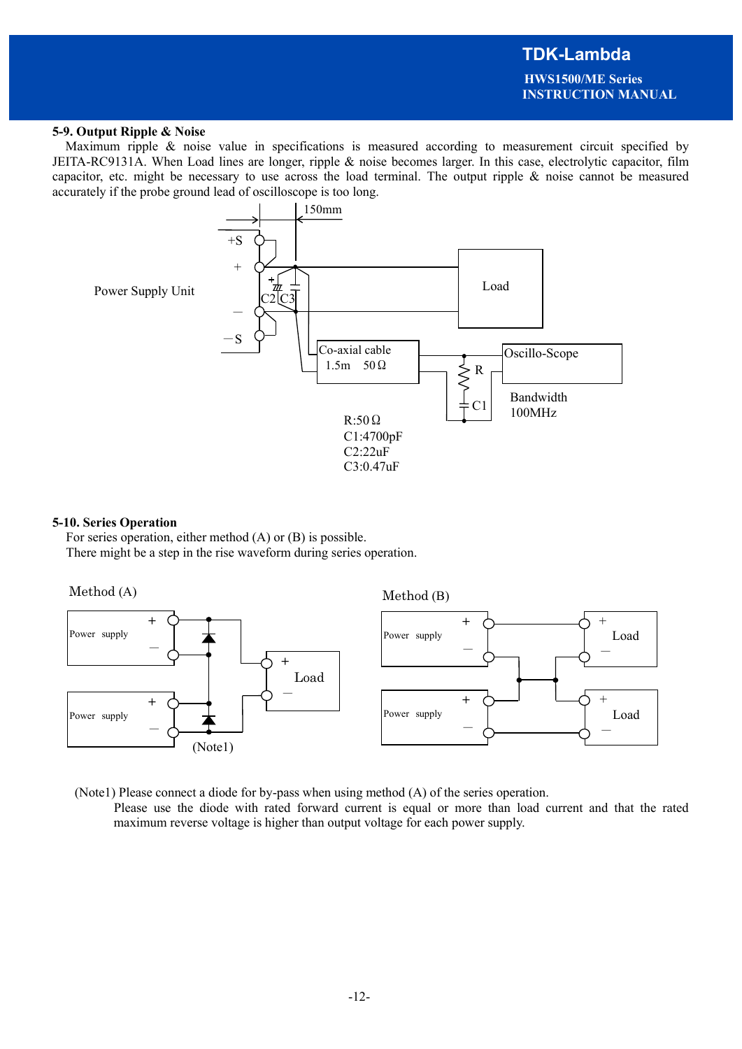## 5-9. Output Ripple & Noise

Maximum ripple & noise value in specifications is measured according to measurement circuit specified by JEITA-RC9131A. When Load lines are longer, ripple & noise becomes larger. In this case, electrolytic capacitor, film capacitor, etc. might be necessary to use across the load terminal. The output ripple & noise cannot be measured accurately if the probe ground lead of oscilloscope is too long.

R:50Ω
C1:4700pF
C2:22uF
C3:0.47uF

## 5-10. Series Operation

For series operation, either method (A) or (B) is possible.
There might be a step in the rise waveform during series operation.

(Note1) Please connect a diode for by-pass when using method (A) of the series operation.
Please use the diode with rated forward current is equal or more than load current and that the rated maximum reverse voltage is higher than output voltage for each power supply.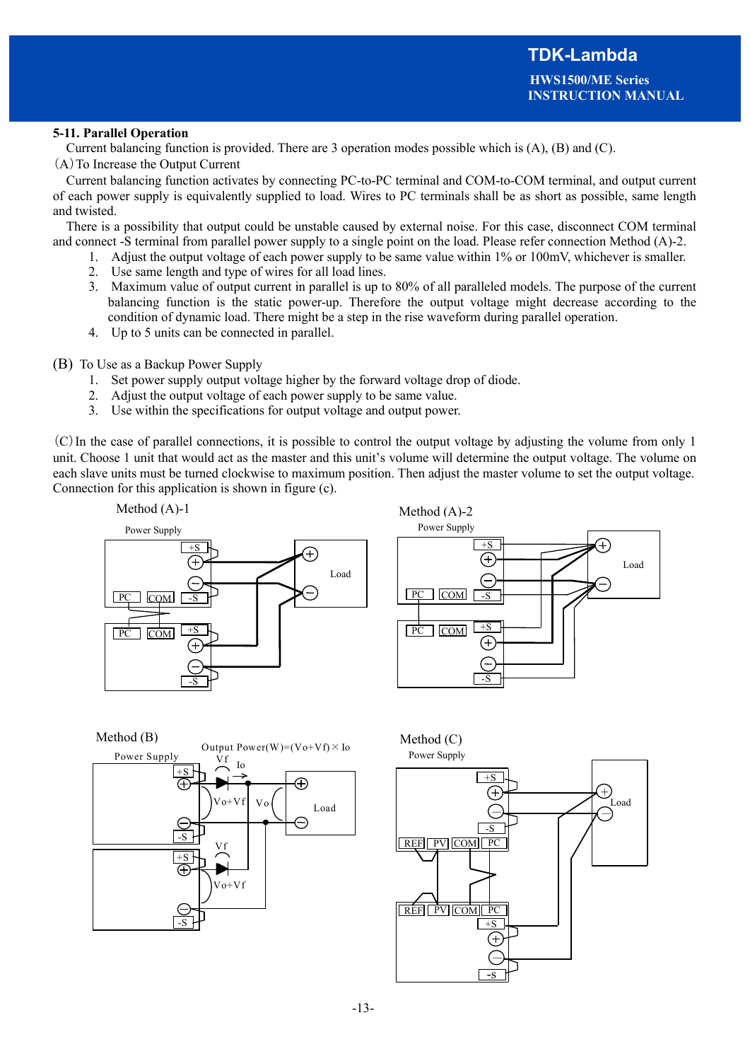### 5-11. Parallel Operation

Current balancing function is provided. There are 3 operation modes possible which is (A), (B) and (C).

(A) To Increase the Output Current

Current balancing function activates by connecting PC-to-PC terminal and COM-to-COM terminal, and output current of each power supply is equivalently supplied to load. Wires to PC terminals shall be as short as possible, same length and twisted.

There is a possibility that output could be unstable caused by external noise. For this case, disconnect COM terminal and connect -S terminal from parallel power supply to a single point on the load. Please refer connection Method (A)-2.

1. Adjust the output voltage of each power supply to be same value within 1% or 100mV, whichever is smaller.
2. Use same length and type of wires for all load lines.
3. Maximum value of output current in parallel is up to 80% of all paralleled models. The purpose of the current balancing function is the static power-up. Therefore the output voltage might decrease according to the condition of dynamic load. There might be a step in the rise waveform during parallel operation.
4. Up to 5 units can be connected in parallel.

(B) To Use as a Backup Power Supply

1. Set power supply output voltage higher by the forward voltage drop of diode.
2. Adjust the output voltage of each power supply to be same value.
3. Use within the specifications for output voltage and output power.

(C) In the case of parallel connections, it is possible to control the output voltage by adjusting the volume from only 1 unit. Choose 1 unit that would act as the master and this unit's volume will determine the output voltage. The volume on each slave units must be turned clockwise to maximum position. Then adjust the master volume to set the output voltage. Connection for this application is shown in figure (c).

Method (A)-1

Method (A)-2

Method (B)

Output Power(W)=(Vo+Vf)×Io

Method (C)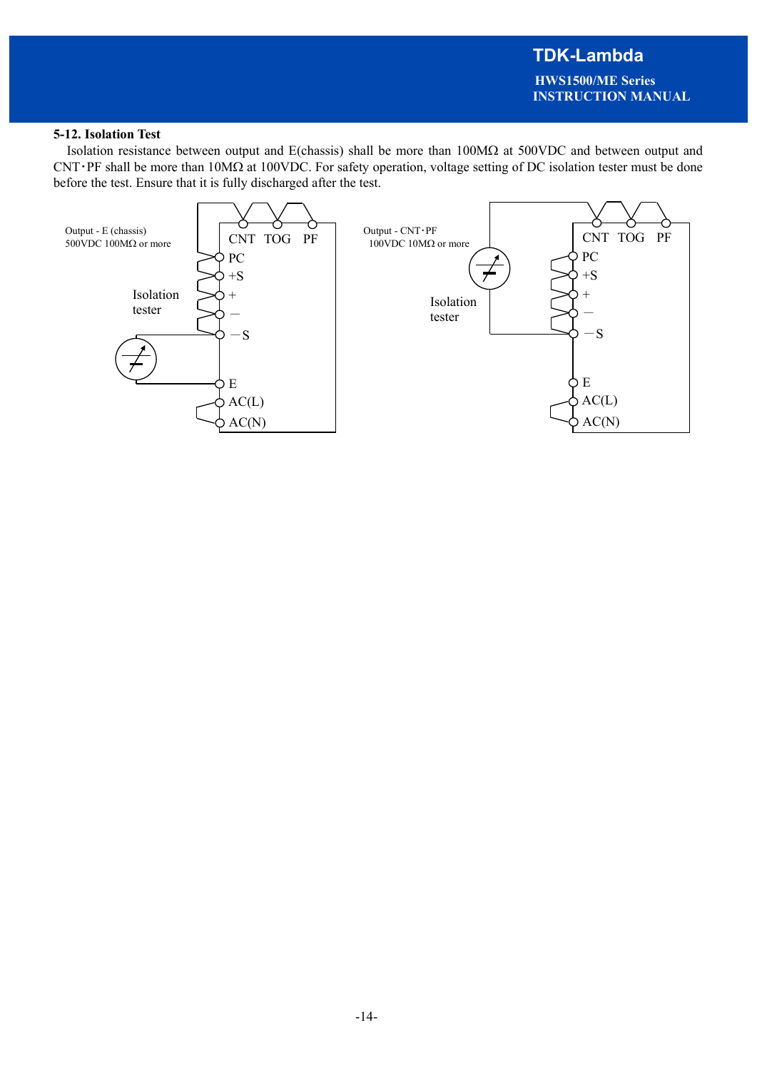### 5-12. Isolation Test

Isolation resistance between output and E(chassis) shall be more than 100MΩ at 500VDC and between output and CNT･PF shall be more than 10MΩ at 100VDC. For safety operation, voltage setting of DC isolation tester must be done before the test. Ensure that it is fully discharged after the test.

Output - E (chassis)
500VDC 100MΩ or more

Isolation tester

CNT TOG PF
PC
+S
+
－
－S
E
AC(L)
AC(N)

Output - CNT･PF
100VDC 10MΩ or more

Isolation tester

CNT TOG PF
PC
+S
+
－
－S
E
AC(L)
AC(N)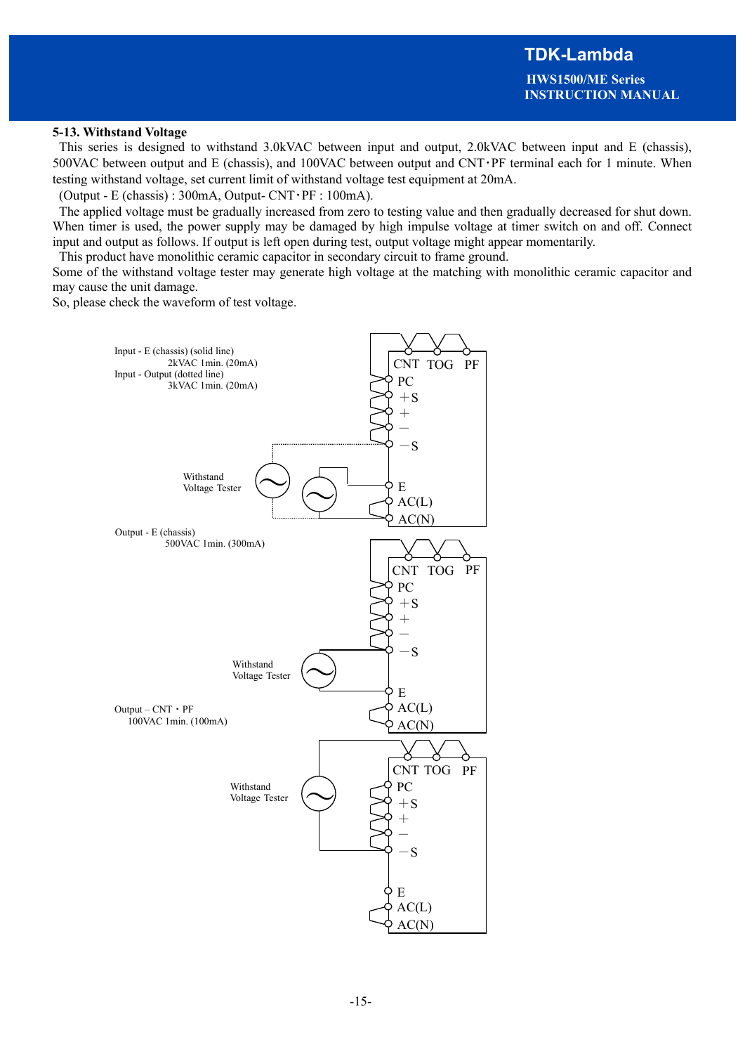### 5-13. Withstand Voltage

This series is designed to withstand 3.0kVAC between input and output, 2.0kVAC between input and E (chassis), 500VAC between output and E (chassis), and 100VAC between output and CNT・PF terminal each for 1 minute. When testing withstand voltage, set current limit of withstand voltage test equipment at 20mA.

(Output - E (chassis) : 300mA, Output- CNT・PF : 100mA).

The applied voltage must be gradually increased from zero to testing value and then gradually decreased for shut down. When timer is used, the power supply may be damaged by high impulse voltage at timer switch on and off. Connect input and output as follows. If output is left open during test, output voltage might appear momentarily.

This product have monolithic ceramic capacitor in secondary circuit to frame ground.

Some of the withstand voltage tester may generate high voltage at the matching with monolithic ceramic capacitor and may cause the unit damage.

So, please check the waveform of test voltage.

Input - E (chassis) (solid line)
2kVAC 1min. (20mA)
Input - Output (dotted line)
3kVAC 1min. (20mA)

Withstand Voltage Tester

CNT TOG PF
PC
+S
+
−
−S
E
AC(L)
AC(N)

Output - E (chassis)
500VAC 1min. (300mA)

Withstand Voltage Tester

CNT TOG PF
PC
+S
+
−
−S
E
AC(L)
AC(N)

Output – CNT・PF
100VAC 1min. (100mA)

Withstand Voltage Tester

CNT TOG PF
PC
+S
+
−
−S
E
AC(L)
AC(N)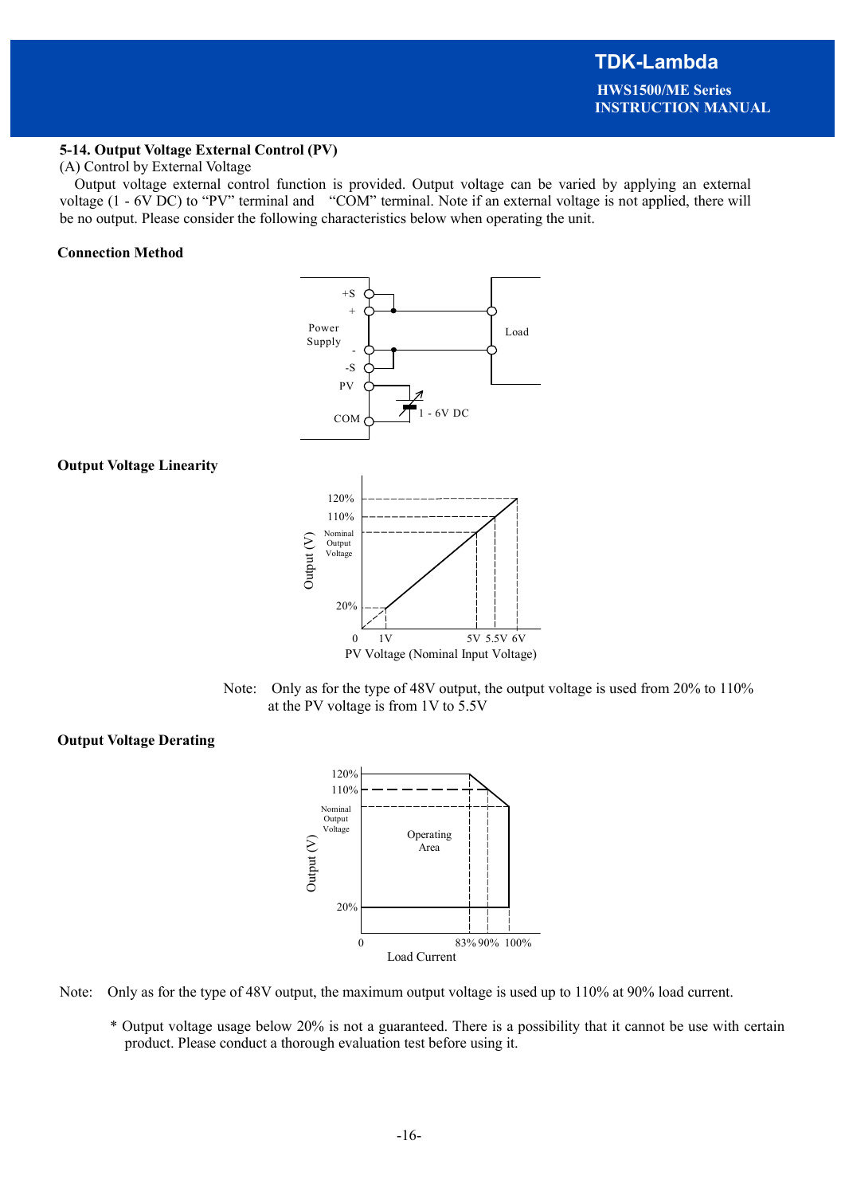### 5-14. Output Voltage External Control (PV)

(A) Control by External Voltage

Output voltage external control function is provided. Output voltage can be varied by applying an external voltage (1 - 6V DC) to “PV” terminal and “COM” terminal. Note if an external voltage is not applied, there will be no output. Please consider the following characteristics below when operating the unit.

**Connection Method**

**Output Voltage Linearity**

Note: Only as for the type of 48V output, the output voltage is used from 20% to 110% at the PV voltage is from 1V to 5.5V

**Output Voltage Derating**

Note: Only as for the type of 48V output, the maximum output voltage is used up to 110% at 90% load current.

\* Output voltage usage below 20% is not a guaranteed. There is a possibility that it cannot be use with certain product. Please conduct a thorough evaluation test before using it.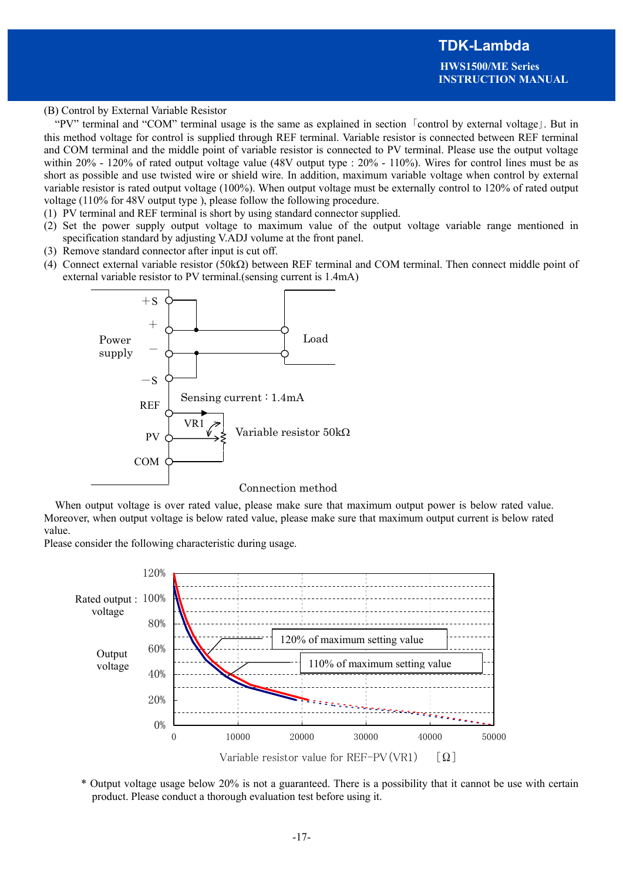(B) Control by External Variable Resistor

"PV" terminal and "COM" terminal usage is the same as explained in section 「control by external voltage」. But in this method voltage for control is supplied through REF terminal. Variable resistor is connected between REF terminal and COM terminal and the middle point of variable resistor is connected to PV terminal. Please use the output voltage within 20% - 120% of rated output voltage value (48V output type : 20% - 110%). Wires for control lines must be as short as possible and use twisted wire or shield wire. In addition, maximum variable voltage when control by external variable resistor is rated output voltage (100%). When output voltage must be externally control to 120% of rated output voltage (110% for 48V output type ), please follow the following procedure.

(1) PV terminal and REF terminal is short by using standard connector supplied.
(2) Set the power supply output voltage to maximum value of the output voltage variable range mentioned in specification standard by adjusting V.ADJ volume at the front panel.
(3) Remove standard connector after input is cut off.
(4) Connect external variable resistor (50kΩ) between REF terminal and COM terminal. Then connect middle point of external variable resistor to PV terminal.(sensing current is 1.4mA)

Connection method

When output voltage is over rated value, please make sure that maximum output power is below rated value. Moreover, when output voltage is below rated value, please make sure that maximum output current is below rated value.

Please consider the following characteristic during usage.

\* Output voltage usage below 20% is not a guaranteed. There is a possibility that it cannot be use with certain product. Please conduct a thorough evaluation test before using it.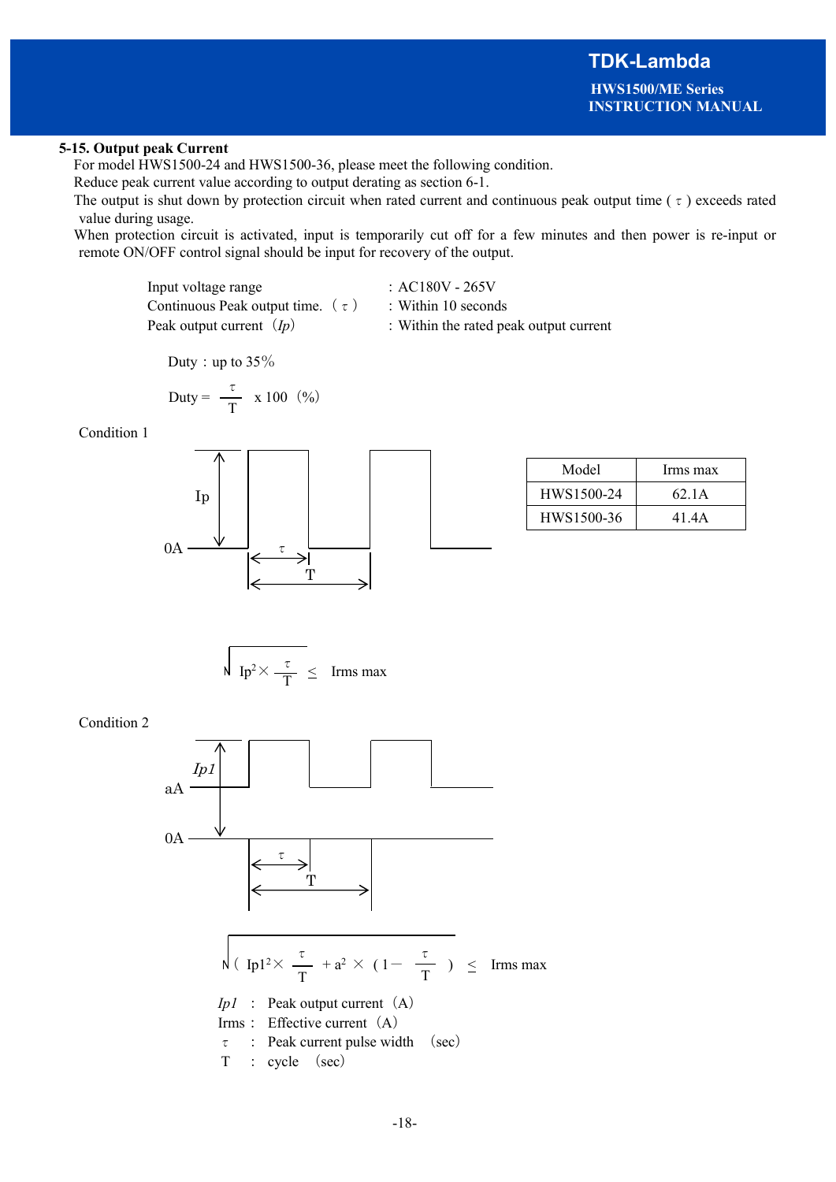### 5-15. Output peak Current

For model HWS1500-24 and HWS1500-36, please meet the following condition.

Reduce peak current value according to output derating as section 6-1.

The output is shut down by protection circuit when rated current and continuous peak output time ( $\tau$ ) exceeds rated value during usage.

When protection circuit is activated, input is temporarily cut off for a few minutes and then power is re-input or remote ON/OFF control signal should be input for recovery of the output.

| | |
|---|---|
| Input voltage range | : AC180V - 265V |
| Continuous Peak output time. ( $\tau$ ) | : Within 10 seconds |
| Peak output current (*Ip*) | : Within the rated peak output current |

Duty : up to 35%

$$\text{Duty} = \frac{\tau}{T} \times 100 \ (\%)$$

Condition 1

| Model | Irms max |
|---|---|
| HWS1500-24 | 62.1A |
| HWS1500-36 | 41.4A |

$$\sqrt{Ip^2 \times \frac{\tau}{T}} \leq \text{Irms max}$$

Condition 2

$$\sqrt{\left( Ip1^2 \times \frac{\tau}{T} + a^2 \times \left(1 - \frac{\tau}{T}\right) \right)} \leq \text{Irms max}$$

*Ip1* : Peak output current (A)

Irms : Effective current (A)

$\tau$ : Peak current pulse width (sec)

T : cycle (sec)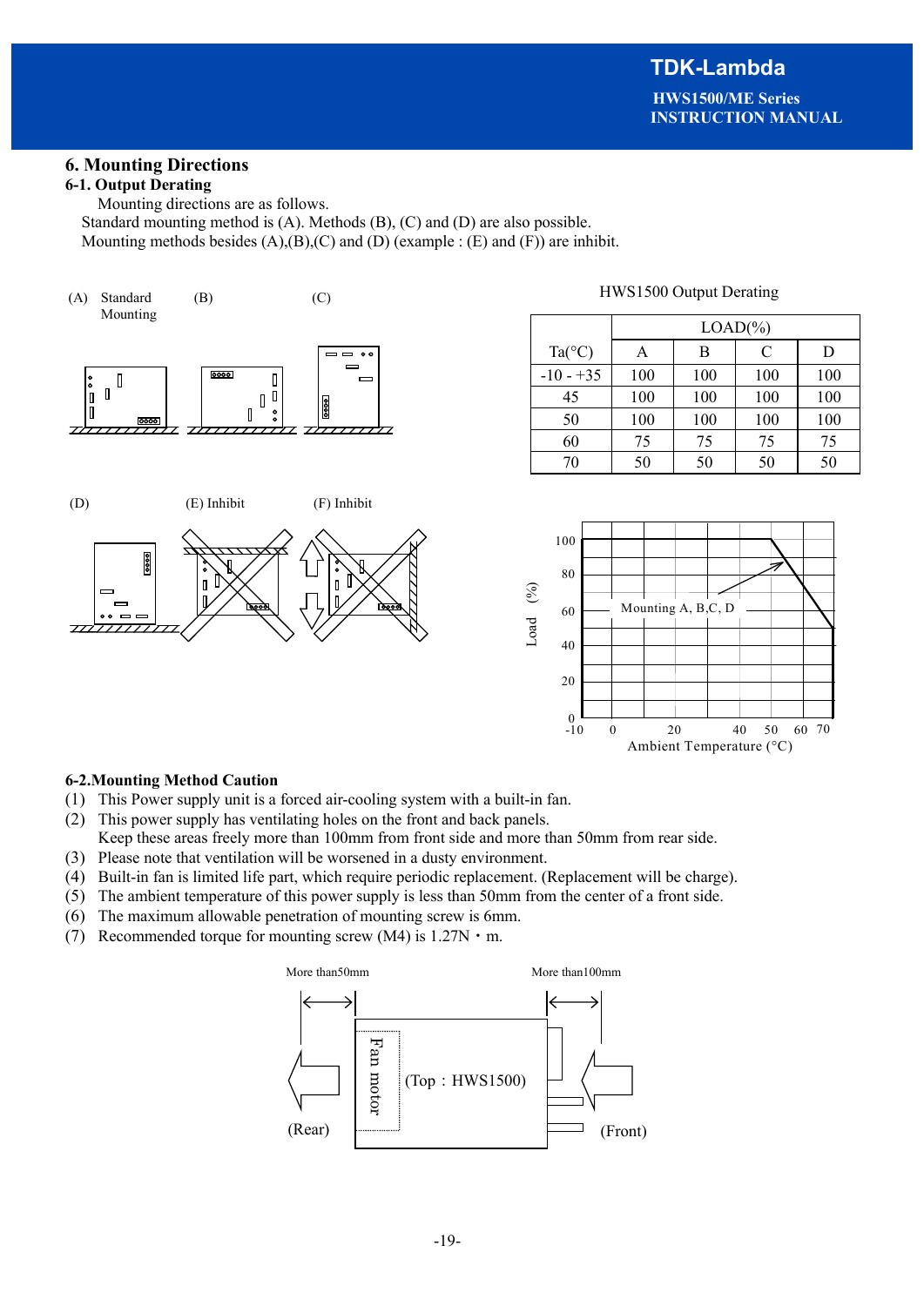# 6. Mounting Directions

## 6-1. Output Derating

Mounting directions are as follows.
Standard mounting method is (A). Methods (B), (C) and (D) are also possible.
Mounting methods besides (A),(B),(C) and (D) (example : (E) and (F)) are inhibit.

(A) Standard Mounting (B) (C)

(D) (E) Inhibit (F) Inhibit

HWS1500 Output Derating

| Ta(°C) | LOAD(%) | | | |
|---|---|---|---|---|
| | A | B | C | D |
| -10 - +35 | 100 | 100 | 100 | 100 |
| 45 | 100 | 100 | 100 | 100 |
| 50 | 100 | 100 | 100 | 100 |
| 60 | 75 | 75 | 75 | 75 |
| 70 | 50 | 50 | 50 | 50 |

Mounting A, B,C, D

Load (%)

Ambient Temperature (°C)

## 6-2.Mounting Method Caution

(1) This Power supply unit is a forced air-cooling system with a built-in fan.
(2) This power supply has ventilating holes on the front and back panels.
Keep these areas freely more than 100mm from front side and more than 50mm from rear side.
(3) Please note that ventilation will be worsened in a dusty environment.
(4) Built-in fan is limited life part, which require periodic replacement. (Replacement will be charge).
(5) The ambient temperature of this power supply is less than 50mm from the center of a front side.
(6) The maximum allowable penetration of mounting screw is 6mm.
(7) Recommended torque for mounting screw (M4) is 1.27N・m.

More than50mm More than100mm

Fan motor (Top : HWS1500)

(Rear) (Front)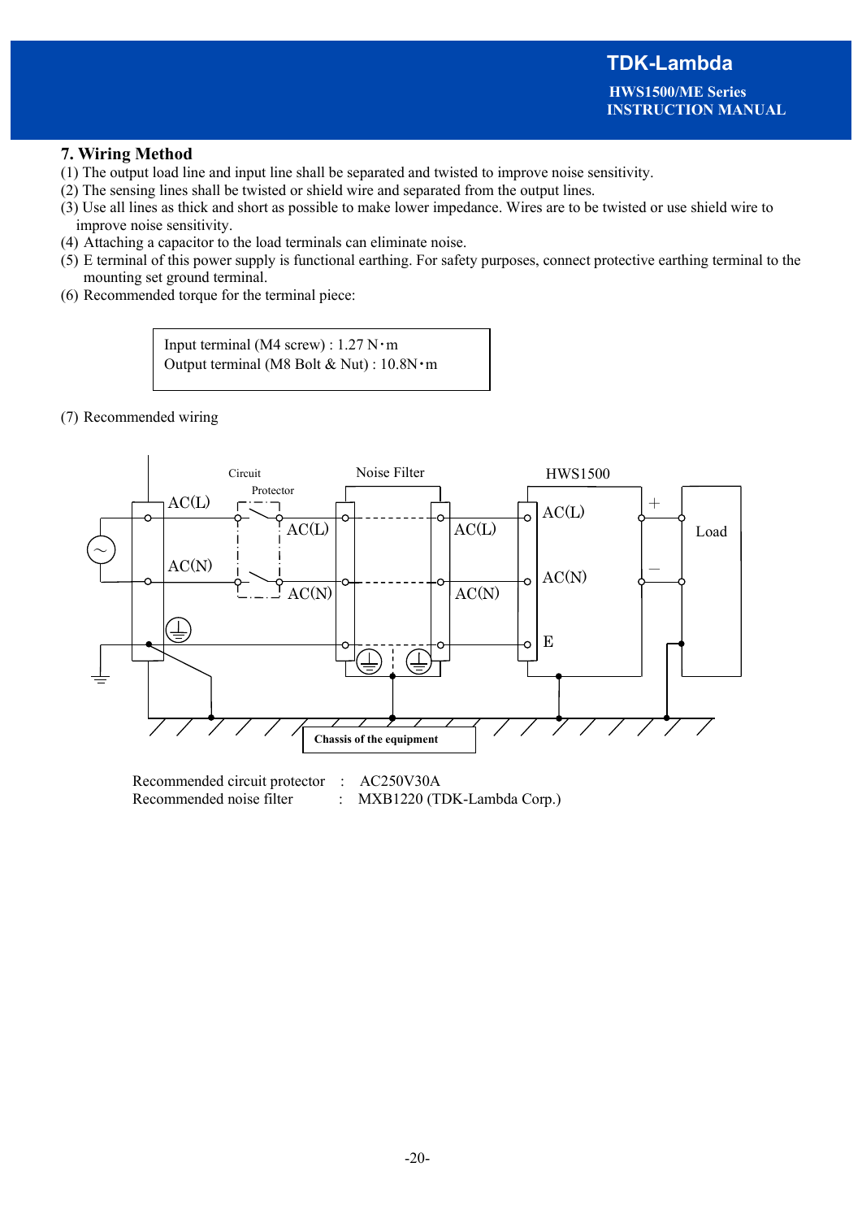## 7. Wiring Method

(1) The output load line and input line shall be separated and twisted to improve noise sensitivity.
(2) The sensing lines shall be twisted or shield wire and separated from the output lines.
(3) Use all lines as thick and short as possible to make lower impedance. Wires are to be twisted or use shield wire to improve noise sensitivity.
(4) Attaching a capacitor to the load terminals can eliminate noise.
(5) E terminal of this power supply is functional earthing. For safety purposes, connect protective earthing terminal to the mounting set ground terminal.
(6) Recommended torque for the terminal piece:

| Input terminal (M4 screw) : 1.27 N・m<br>Output terminal (M8 Bolt & Nut) : 10.8N・m |
|---|

(7) Recommended wiring

Recommended circuit protector : AC250V30A
Recommended noise filter : MXB1220 (TDK-Lambda Corp.)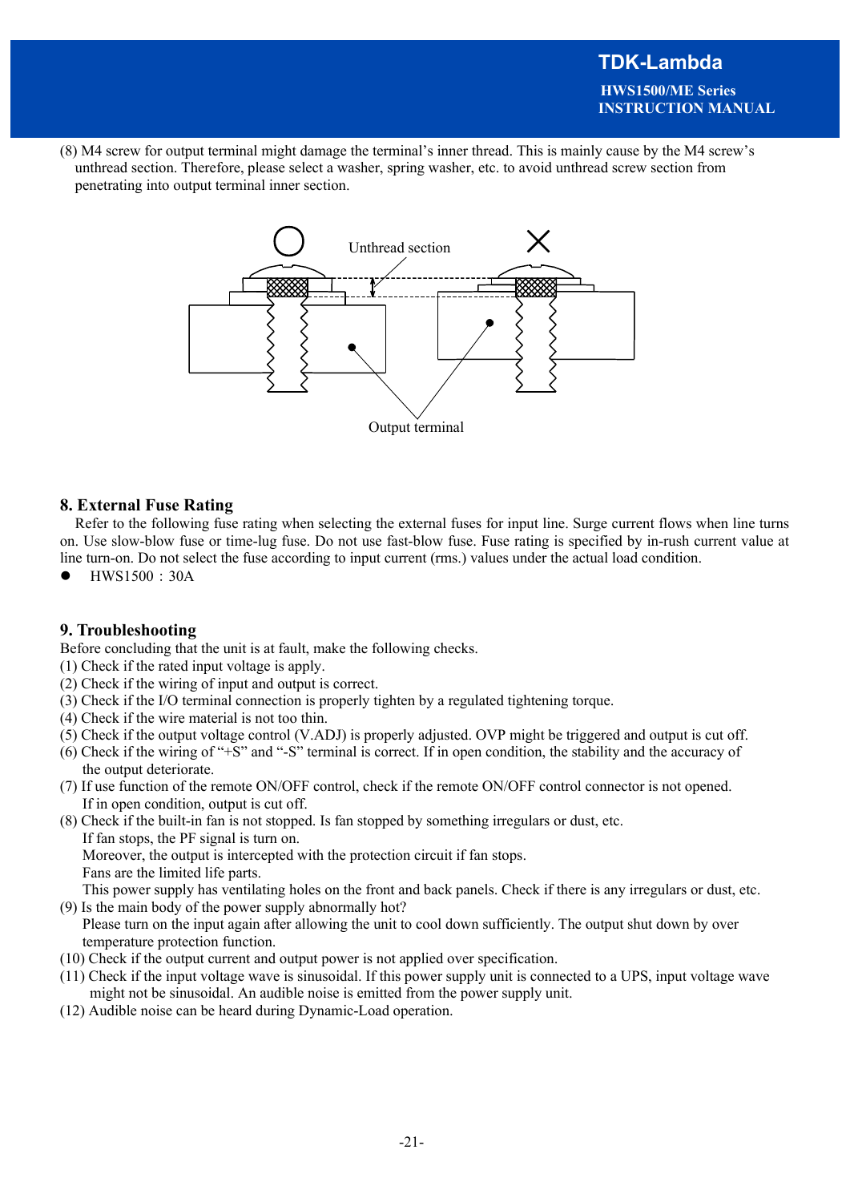(8) M4 screw for output terminal might damage the terminal's inner thread. This is mainly cause by the M4 screw's unthread section. Therefore, please select a washer, spring washer, etc. to avoid unthread screw section from penetrating into output terminal inner section.

○ Unthread section ×

Output terminal

## 8. External Fuse Rating

Refer to the following fuse rating when selecting the external fuses for input line. Surge current flows when line turns on. Use slow-blow fuse or time-lug fuse. Do not use fast-blow fuse. Fuse rating is specified by in-rush current value at line turn-on. Do not select the fuse according to input current (rms.) values under the actual load condition.

- HWS1500 : 30A

## 9. Troubleshooting

Before concluding that the unit is at fault, make the following checks.

(1) Check if the rated input voltage is apply.
(2) Check if the wiring of input and output is correct.
(3) Check if the I/O terminal connection is properly tighten by a regulated tightening torque.
(4) Check if the wire material is not too thin.
(5) Check if the output voltage control (V.ADJ) is properly adjusted. OVP might be triggered and output is cut off.
(6) Check if the wiring of "+S" and "-S" terminal is correct. If in open condition, the stability and the accuracy of the output deteriorate.
(7) If use function of the remote ON/OFF control, check if the remote ON/OFF control connector is not opened. If in open condition, output is cut off.
(8) Check if the built-in fan is not stopped. Is fan stopped by something irregulars or dust, etc.
If fan stops, the PF signal is turn on.
Moreover, the output is intercepted with the protection circuit if fan stops.
Fans are the limited life parts.
This power supply has ventilating holes on the front and back panels. Check if there is any irregulars or dust, etc.
(9) Is the main body of the power supply abnormally hot?
Please turn on the input again after allowing the unit to cool down sufficiently. The output shut down by over temperature protection function.
(10) Check if the output current and output power is not applied over specification.
(11) Check if the input voltage wave is sinusoidal. If this power supply unit is connected to a UPS, input voltage wave might not be sinusoidal. An audible noise is emitted from the power supply unit.
(12) Audible noise can be heard during Dynamic-Load operation.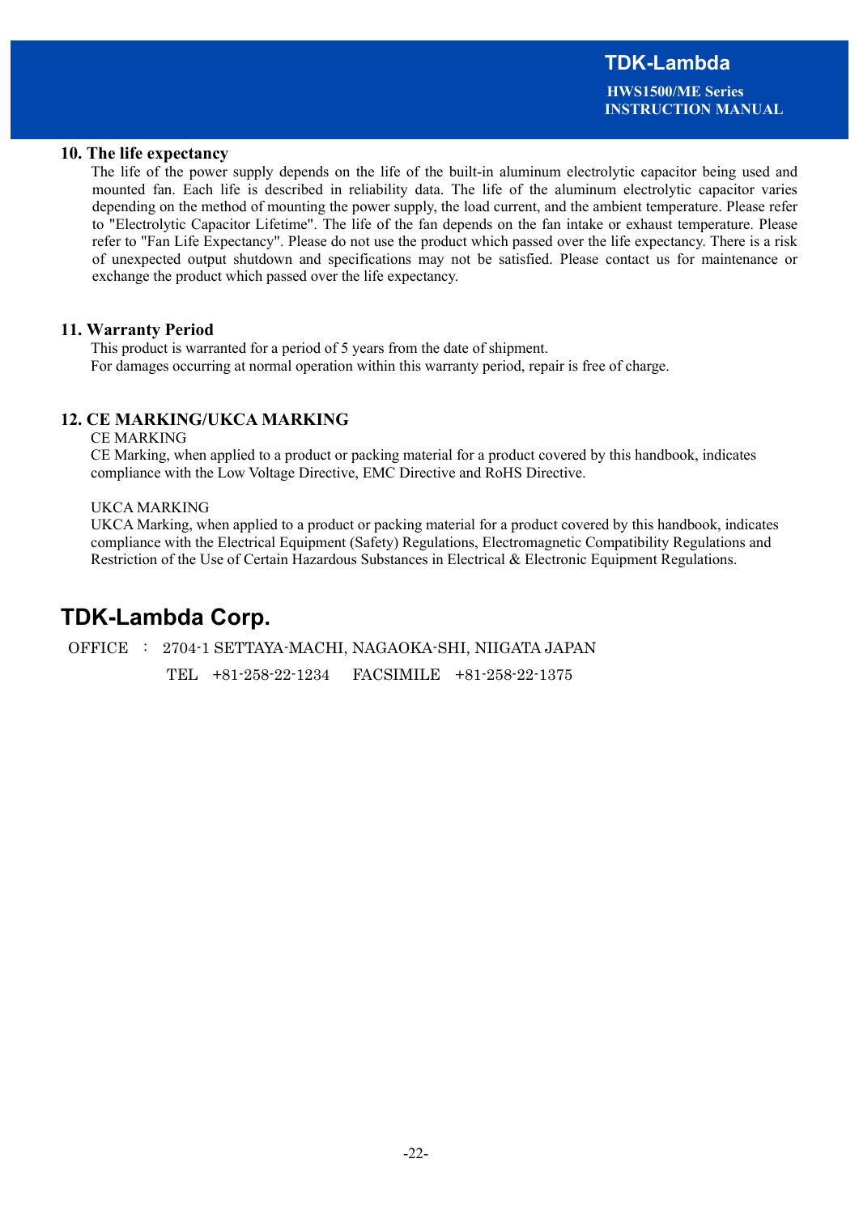## 10. The life expectancy

The life of the power supply depends on the life of the built-in aluminum electrolytic capacitor being used and mounted fan. Each life is described in reliability data. The life of the aluminum electrolytic capacitor varies depending on the method of mounting the power supply, the load current, and the ambient temperature. Please refer to "Electrolytic Capacitor Lifetime". The life of the fan depends on the fan intake or exhaust temperature. Please refer to "Fan Life Expectancy". Please do not use the product which passed over the life expectancy. There is a risk of unexpected output shutdown and specifications may not be satisfied. Please contact us for maintenance or exchange the product which passed over the life expectancy.

## 11. Warranty Period

This product is warranted for a period of 5 years from the date of shipment.
For damages occurring at normal operation within this warranty period, repair is free of charge.

## 12. CE MARKING/UKCA MARKING

CE MARKING
CE Marking, when applied to a product or packing material for a product covered by this handbook, indicates compliance with the Low Voltage Directive, EMC Directive and RoHS Directive.

UKCA MARKING
UKCA Marking, when applied to a product or packing material for a product covered by this handbook, indicates compliance with the Electrical Equipment (Safety) Regulations, Electromagnetic Compatibility Regulations and Restriction of the Use of Certain Hazardous Substances in Electrical & Electronic Equipment Regulations.

# TDK-Lambda Corp.

OFFICE : 2704-1 SETTAYA-MACHI, NAGAOKA-SHI, NIIGATA JAPAN
TEL +81-258-22-1234 FACSIMILE +81-258-22-1375